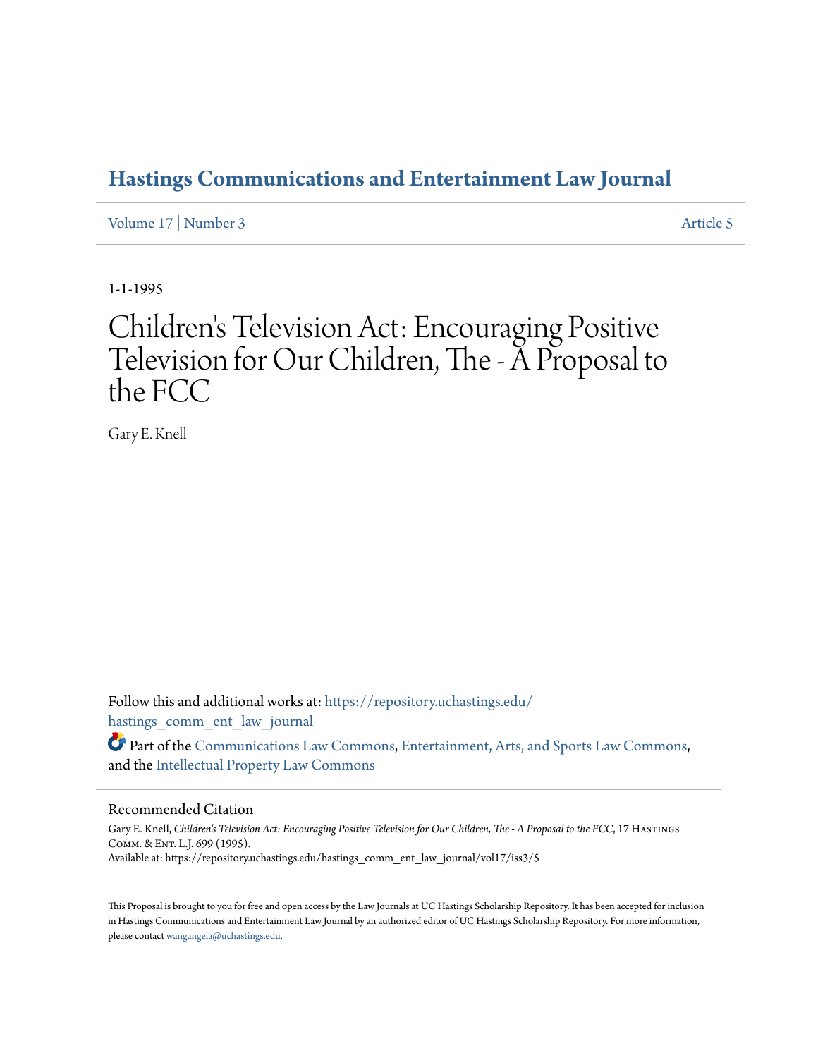# Hastings Communications and Entertainment Law Journal

Volume 17 | Number 3 Article 5

1-1-1995

# Children's Television Act: Encouraging Positive Television for Our Children, The - A Proposal to the FCC

Gary E. Knell

Follow this and additional works at: https://repository.uchastings.edu/hastings_comm_ent_law_journal

Part of the Communications Law Commons, Entertainment, Arts, and Sports Law Commons, and the Intellectual Property Law Commons

## Recommended Citation

Gary E. Knell, *Children's Television Act: Encouraging Positive Television for Our Children, The - A Proposal to the FCC*, 17 Hastings Comm. & Ent. L.J. 699 (1995).
Available at: https://repository.uchastings.edu/hastings_comm_ent_law_journal/vol17/iss3/5

This Proposal is brought to you for free and open access by the Law Journals at UC Hastings Scholarship Repository. It has been accepted for inclusion in Hastings Communications and Entertainment Law Journal by an authorized editor of UC Hastings Scholarship Repository. For more information, please contact wangangela@uchastings.edu.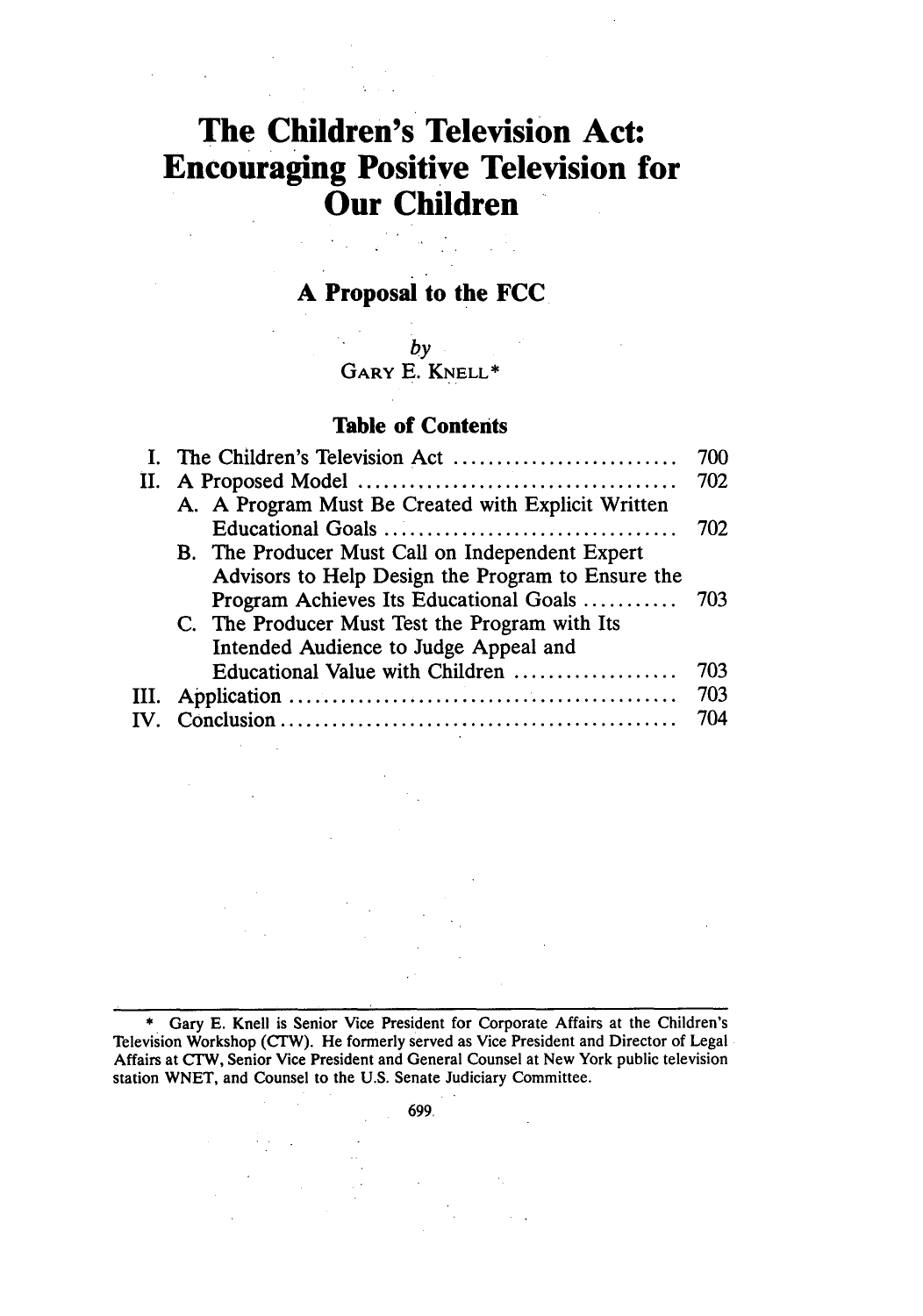# The Children's Television Act: Encouraging Positive Television for Our Children

## A Proposal to the FCC

*by*
GARY E. KNELL*

### Table of Contents

| | | |
|---|---|---|
| I. | The Children's Television Act | 700 |
| II. | A Proposed Model | 702 |
| | A. A Program Must Be Created with Explicit Written Educational Goals | 702 |
| | B. The Producer Must Call on Independent Expert Advisors to Help Design the Program to Ensure the Program Achieves Its Educational Goals | 703 |
| | C. The Producer Must Test the Program with Its Intended Audience to Judge Appeal and Educational Value with Children | 703 |
| III. | Application | 703 |
| IV. | Conclusion | 704 |

---

* Gary E. Knell is Senior Vice President for Corporate Affairs at the Children's Television Workshop (CTW). He formerly served as Vice President and Director of Legal Affairs at CTW, Senior Vice President and General Counsel at New York public television station WNET, and Counsel to the U.S. Senate Judiciary Committee.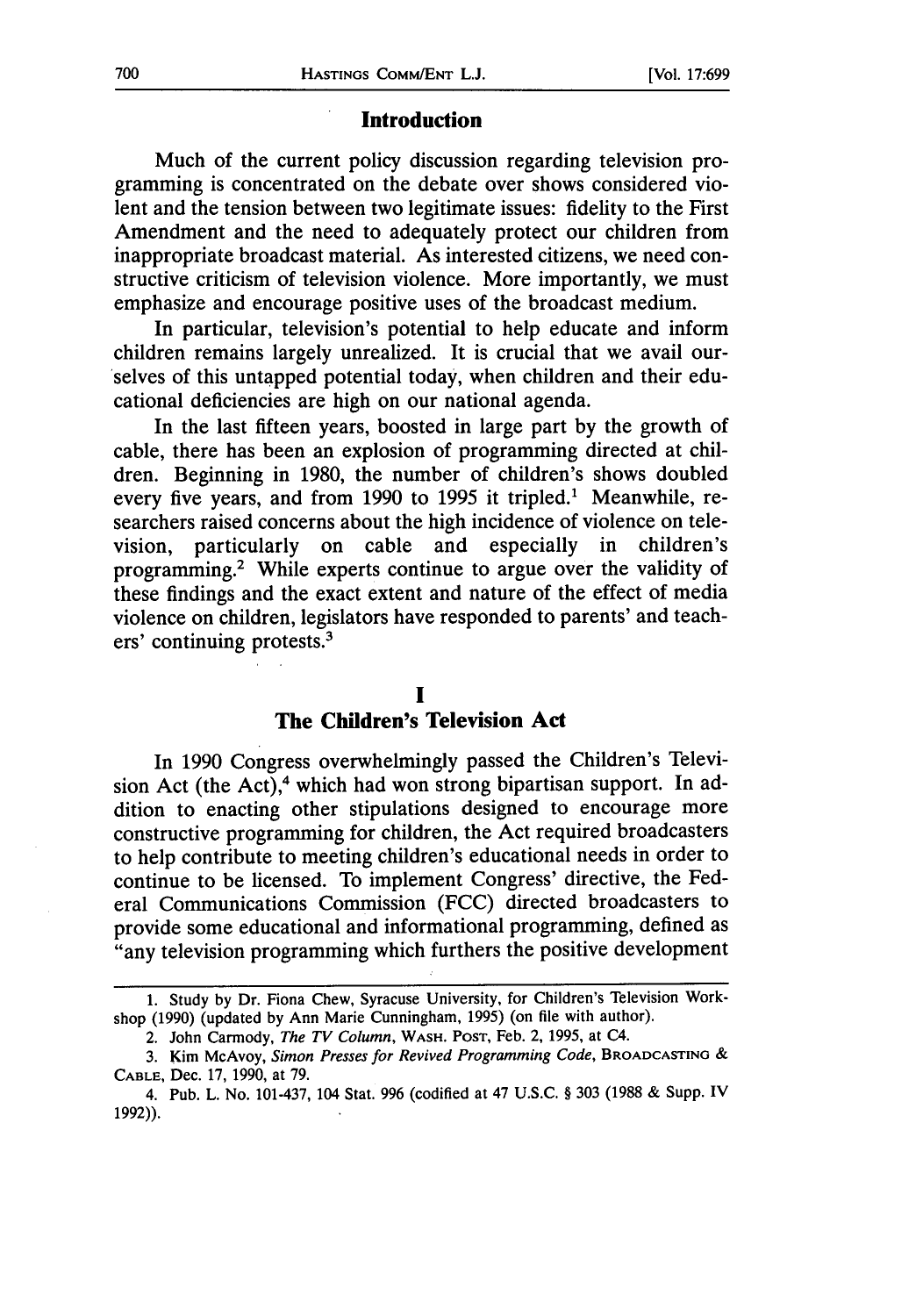## Introduction

Much of the current policy discussion regarding television programming is concentrated on the debate over shows considered violent and the tension between two legitimate issues: fidelity to the First Amendment and the need to adequately protect our children from inappropriate broadcast material. As interested citizens, we need constructive criticism of television violence. More importantly, we must emphasize and encourage positive uses of the broadcast medium.

In particular, television's potential to help educate and inform children remains largely unrealized. It is crucial that we avail ourselves of this untapped potential today, when children and their educational deficiencies are high on our national agenda.

In the last fifteen years, boosted in large part by the growth of cable, there has been an explosion of programming directed at children. Beginning in 1980, the number of children's shows doubled every five years, and from 1990 to 1995 it tripled.[1] Meanwhile, researchers raised concerns about the high incidence of violence on television, particularly on cable and especially in children's programming.[2] While experts continue to argue over the validity of these findings and the exact extent and nature of the effect of media violence on children, legislators have responded to parents' and teachers' continuing protests.[3]

## I
## The Children's Television Act

In 1990 Congress overwhelmingly passed the Children's Television Act (the Act),[4] which had won strong bipartisan support. In addition to enacting other stipulations designed to encourage more constructive programming for children, the Act required broadcasters to help contribute to meeting children's educational needs in order to continue to be licensed. To implement Congress' directive, the Federal Communications Commission (FCC) directed broadcasters to provide some educational and informational programming, defined as "any television programming which furthers the positive development

---

1. Study by Dr. Fiona Chew, Syracuse University, for Children's Television Workshop (1990) (updated by Ann Marie Cunningham, 1995) (on file with author).

2. John Carmody, *The TV Column*, WASH. POST, Feb. 2, 1995, at C4.

3. Kim McAvoy, *Simon Presses for Revived Programming Code*, BROADCASTING & CABLE, Dec. 17, 1990, at 79.

4. Pub. L. No. 101-437, 104 Stat. 996 (codified at 47 U.S.C. § 303 (1988 & Supp. IV 1992)).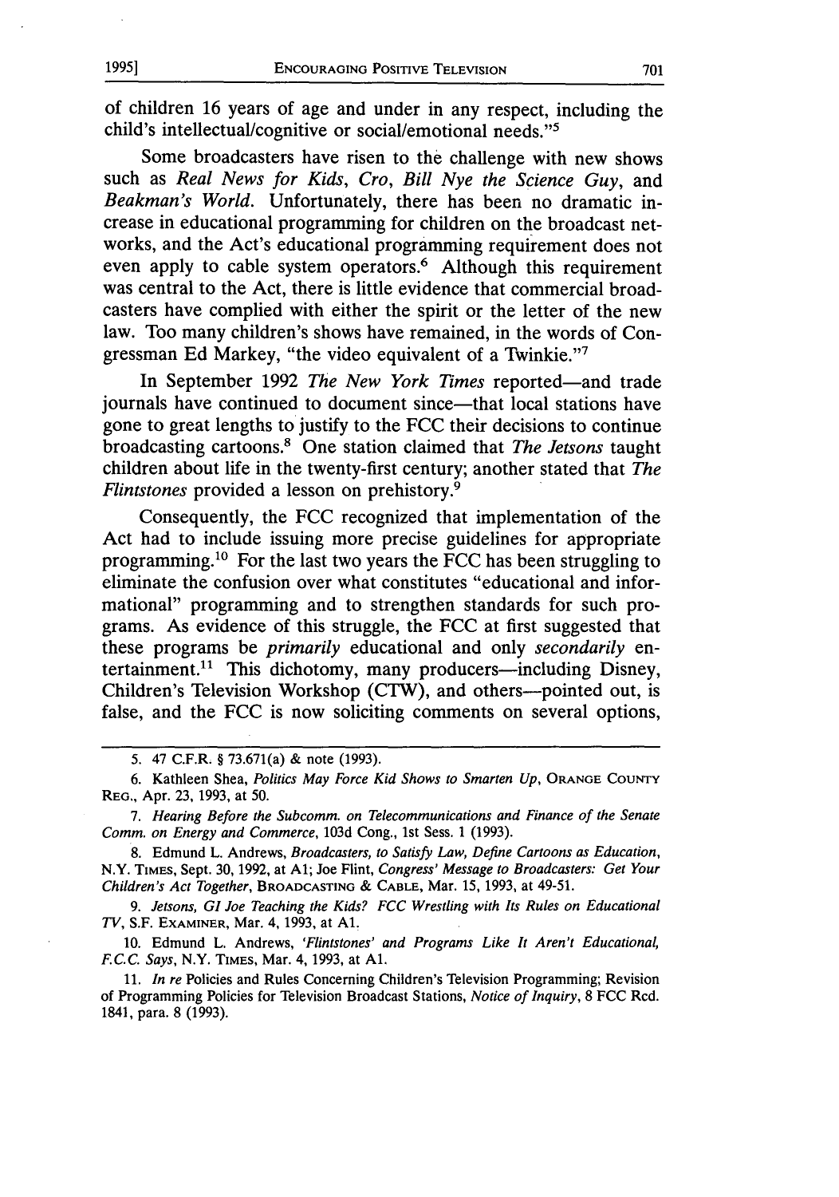of children 16 years of age and under in any respect, including the child's intellectual/cognitive or social/emotional needs."[5]

Some broadcasters have risen to the challenge with new shows such as *Real News for Kids*, *Cro*, *Bill Nye the Science Guy*, and *Beakman's World*. Unfortunately, there has been no dramatic increase in educational programming for children on the broadcast networks, and the Act's educational programming requirement does not even apply to cable system operators.[6] Although this requirement was central to the Act, there is little evidence that commercial broadcasters have complied with either the spirit or the letter of the new law. Too many children's shows have remained, in the words of Congressman Ed Markey, "the video equivalent of a Twinkie."[7]

In September 1992 *The New York Times* reported—and trade journals have continued to document since—that local stations have gone to great lengths to justify to the FCC their decisions to continue broadcasting cartoons.[8] One station claimed that *The Jetsons* taught children about life in the twenty-first century; another stated that *The Flintstones* provided a lesson on prehistory.[9]

Consequently, the FCC recognized that implementation of the Act had to include issuing more precise guidelines for appropriate programming.[10] For the last two years the FCC has been struggling to eliminate the confusion over what constitutes "educational and informational" programming and to strengthen standards for such programs. As evidence of this struggle, the FCC at first suggested that these programs be *primarily* educational and only *secondarily* entertainment.[11] This dichotomy, many producers—including Disney, Children's Television Workshop (CTW), and others—pointed out, is false, and the FCC is now soliciting comments on several options,

---

5. 47 C.F.R. § 73.671(a) & note (1993).

6. Kathleen Shea, *Politics May Force Kid Shows to Smarten Up*, ORANGE COUNTY REG., Apr. 23, 1993, at 50.

7. *Hearing Before the Subcomm. on Telecommunications and Finance of the Senate Comm. on Energy and Commerce*, 103d Cong., 1st Sess. 1 (1993).

8. Edmund L. Andrews, *Broadcasters, to Satisfy Law, Define Cartoons as Education*, N.Y. TIMES, Sept. 30, 1992, at A1; Joe Flint, *Congress' Message to Broadcasters: Get Your Children's Act Together*, BROADCASTING & CABLE, Mar. 15, 1993, at 49-51.

9. *Jetsons, GI Joe Teaching the Kids? FCC Wrestling with Its Rules on Educational TV*, S.F. EXAMINER, Mar. 4, 1993, at A1.

10. Edmund L. Andrews, *'Flintstones' and Programs Like It Aren't Educational, F.C.C. Says*, N.Y. TIMES, Mar. 4, 1993, at A1.

11. *In re* Policies and Rules Concerning Children's Television Programming; Revision of Programming Policies for Television Broadcast Stations, *Notice of Inquiry*, 8 FCC Rcd. 1841, para. 8 (1993).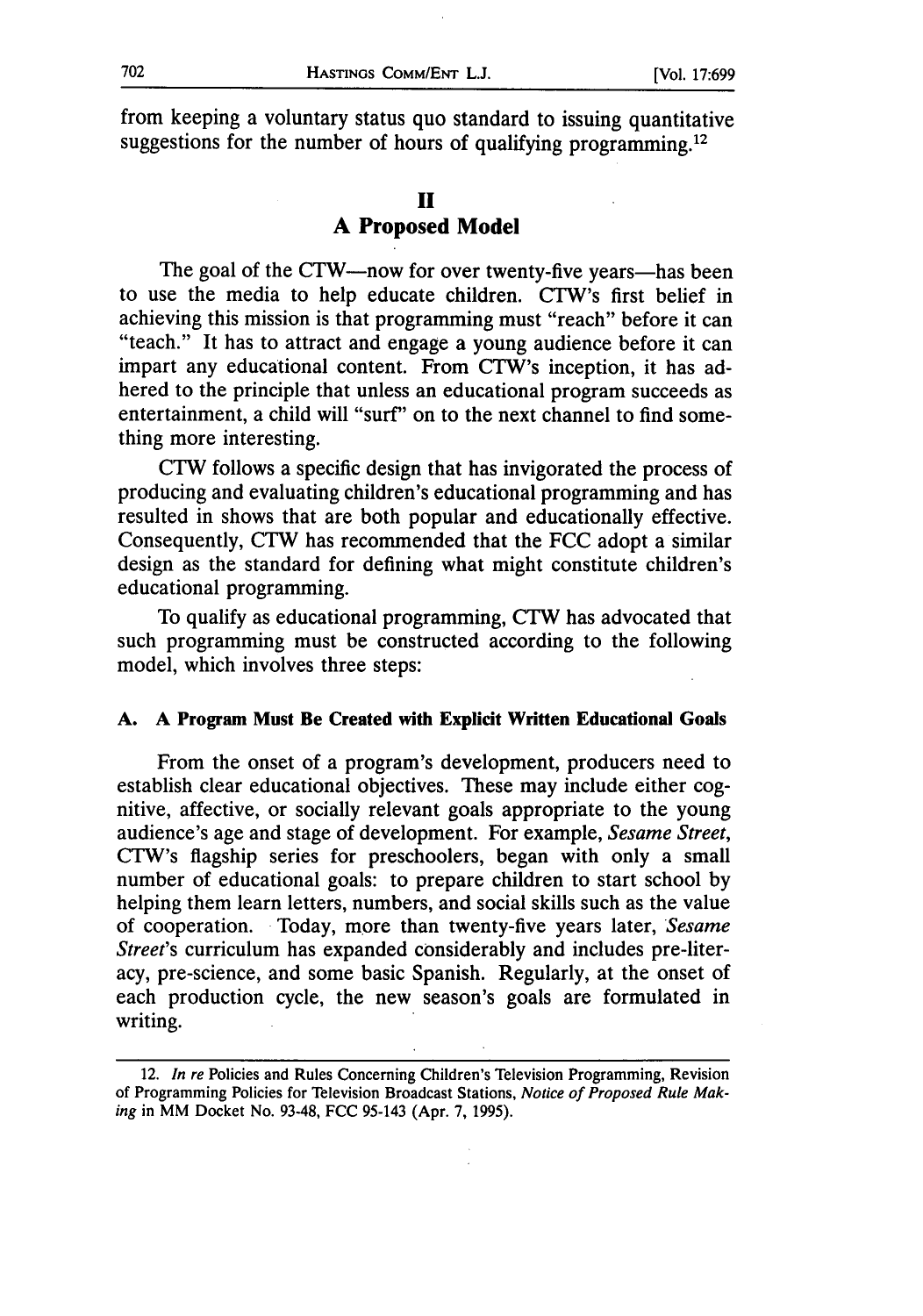from keeping a voluntary status quo standard to issuing quantitative suggestions for the number of hours of qualifying programming.[12]

## II
## A Proposed Model

The goal of the CTW—now for over twenty-five years—has been to use the media to help educate children. CTW's first belief in achieving this mission is that programming must "reach" before it can "teach." It has to attract and engage a young audience before it can impart any educational content. From CTW's inception, it has adhered to the principle that unless an educational program succeeds as entertainment, a child will "surf" on to the next channel to find something more interesting.

CTW follows a specific design that has invigorated the process of producing and evaluating children's educational programming and has resulted in shows that are both popular and educationally effective. Consequently, CTW has recommended that the FCC adopt a similar design as the standard for defining what might constitute children's educational programming.

To qualify as educational programming, CTW has advocated that such programming must be constructed according to the following model, which involves three steps:

### A. A Program Must Be Created with Explicit Written Educational Goals

From the onset of a program's development, producers need to establish clear educational objectives. These may include either cognitive, affective, or socially relevant goals appropriate to the young audience's age and stage of development. For example, *Sesame Street*, CTW's flagship series for preschoolers, began with only a small number of educational goals: to prepare children to start school by helping them learn letters, numbers, and social skills such as the value of cooperation. Today, more than twenty-five years later, *Sesame Street*'s curriculum has expanded considerably and includes pre-literacy, pre-science, and some basic Spanish. Regularly, at the onset of each production cycle, the new season's goals are formulated in writing.

---

12. *In re* Policies and Rules Concerning Children's Television Programming, Revision of Programming Policies for Television Broadcast Stations, *Notice of Proposed Rule Making* in MM Docket No. 93-48, FCC 95-143 (Apr. 7, 1995).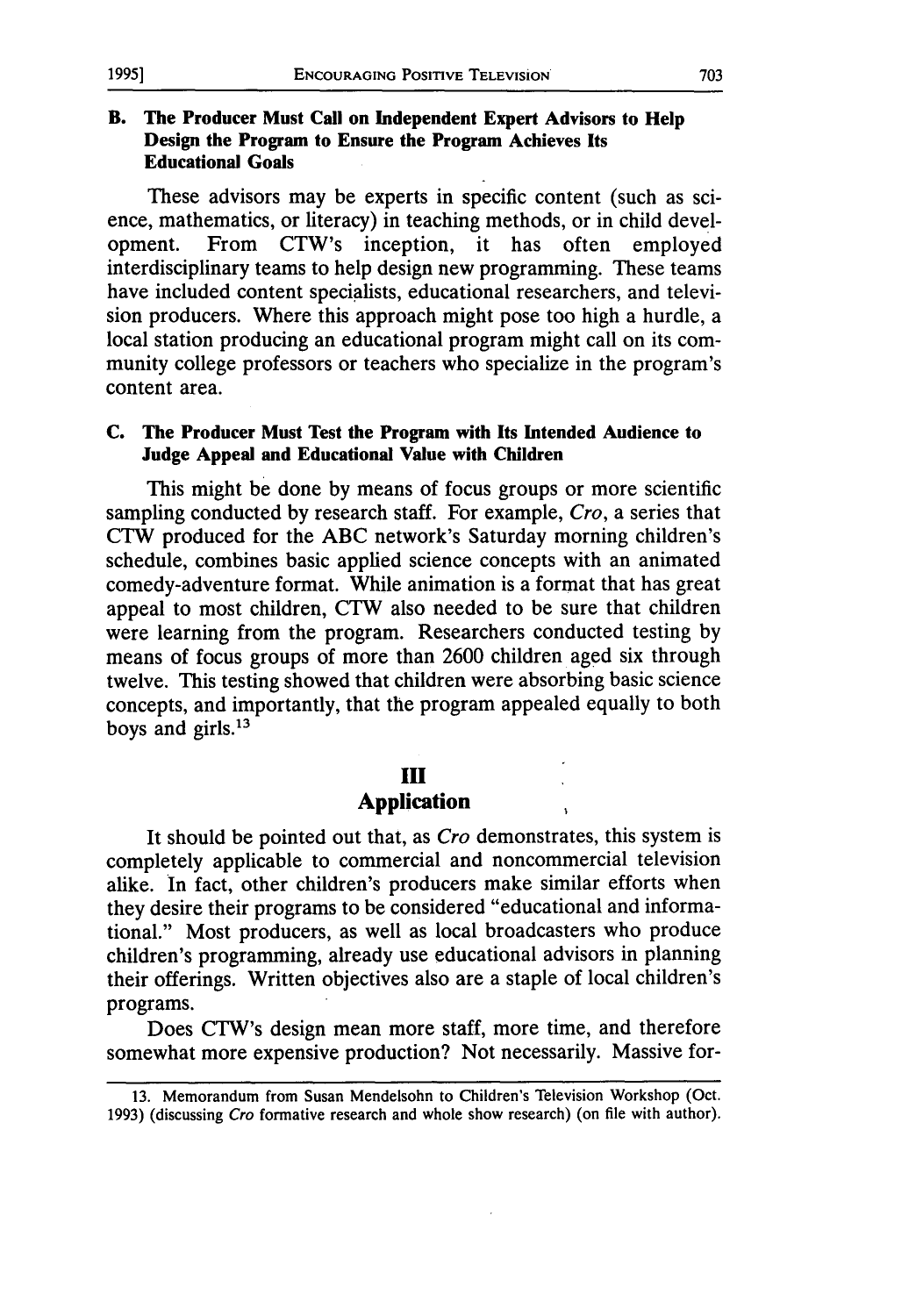### B. The Producer Must Call on Independent Expert Advisors to Help Design the Program to Ensure the Program Achieves Its Educational Goals

These advisors may be experts in specific content (such as science, mathematics, or literacy) in teaching methods, or in child development. From CTW's inception, it has often employed interdisciplinary teams to help design new programming. These teams have included content specialists, educational researchers, and television producers. Where this approach might pose too high a hurdle, a local station producing an educational program might call on its community college professors or teachers who specialize in the program's content area.

### C. The Producer Must Test the Program with Its Intended Audience to Judge Appeal and Educational Value with Children

This might be done by means of focus groups or more scientific sampling conducted by research staff. For example, *Cro*, a series that CTW produced for the ABC network's Saturday morning children's schedule, combines basic applied science concepts with an animated comedy-adventure format. While animation is a format that has great appeal to most children, CTW also needed to be sure that children were learning from the program. Researchers conducted testing by means of focus groups of more than 2600 children aged six through twelve. This testing showed that children were absorbing basic science concepts, and importantly, that the program appealed equally to both boys and girls.[13]

## III
## Application

It should be pointed out that, as *Cro* demonstrates, this system is completely applicable to commercial and noncommercial television alike. In fact, other children's producers make similar efforts when they desire their programs to be considered "educational and informational." Most producers, as well as local broadcasters who produce children's programming, already use educational advisors in planning their offerings. Written objectives also are a staple of local children's programs.

Does CTW's design mean more staff, more time, and therefore somewhat more expensive production? Not necessarily. Massive for-

13. Memorandum from Susan Mendelsohn to Children's Television Workshop (Oct. 1993) (discussing *Cro* formative research and whole show research) (on file with author).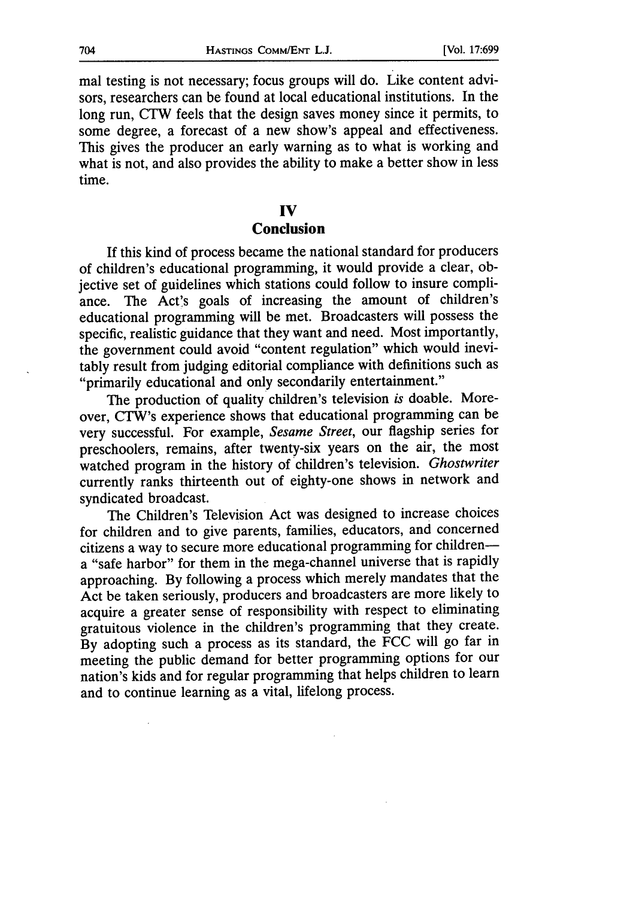mal testing is not necessary; focus groups will do. Like content advisors, researchers can be found at local educational institutions. In the long run, CTW feels that the design saves money since it permits, to some degree, a forecast of a new show's appeal and effectiveness. This gives the producer an early warning as to what is working and what is not, and also provides the ability to make a better show in less time.

## IV
## Conclusion

If this kind of process became the national standard for producers of children's educational programming, it would provide a clear, objective set of guidelines which stations could follow to insure compliance. The Act's goals of increasing the amount of children's educational programming will be met. Broadcasters will possess the specific, realistic guidance that they want and need. Most importantly, the government could avoid "content regulation" which would inevitably result from judging editorial compliance with definitions such as "primarily educational and only secondarily entertainment."

The production of quality children's television *is* doable. Moreover, CTW's experience shows that educational programming can be very successful. For example, *Sesame Street*, our flagship series for preschoolers, remains, after twenty-six years on the air, the most watched program in the history of children's television. *Ghostwriter* currently ranks thirteenth out of eighty-one shows in network and syndicated broadcast.

The Children's Television Act was designed to increase choices for children and to give parents, families, educators, and concerned citizens a way to secure more educational programming for children—a "safe harbor" for them in the mega-channel universe that is rapidly approaching. By following a process which merely mandates that the Act be taken seriously, producers and broadcasters are more likely to acquire a greater sense of responsibility with respect to eliminating gratuitous violence in the children's programming that they create. By adopting such a process as its standard, the FCC will go far in meeting the public demand for better programming options for our nation's kids and for regular programming that helps children to learn and to continue learning as a vital, lifelong process.